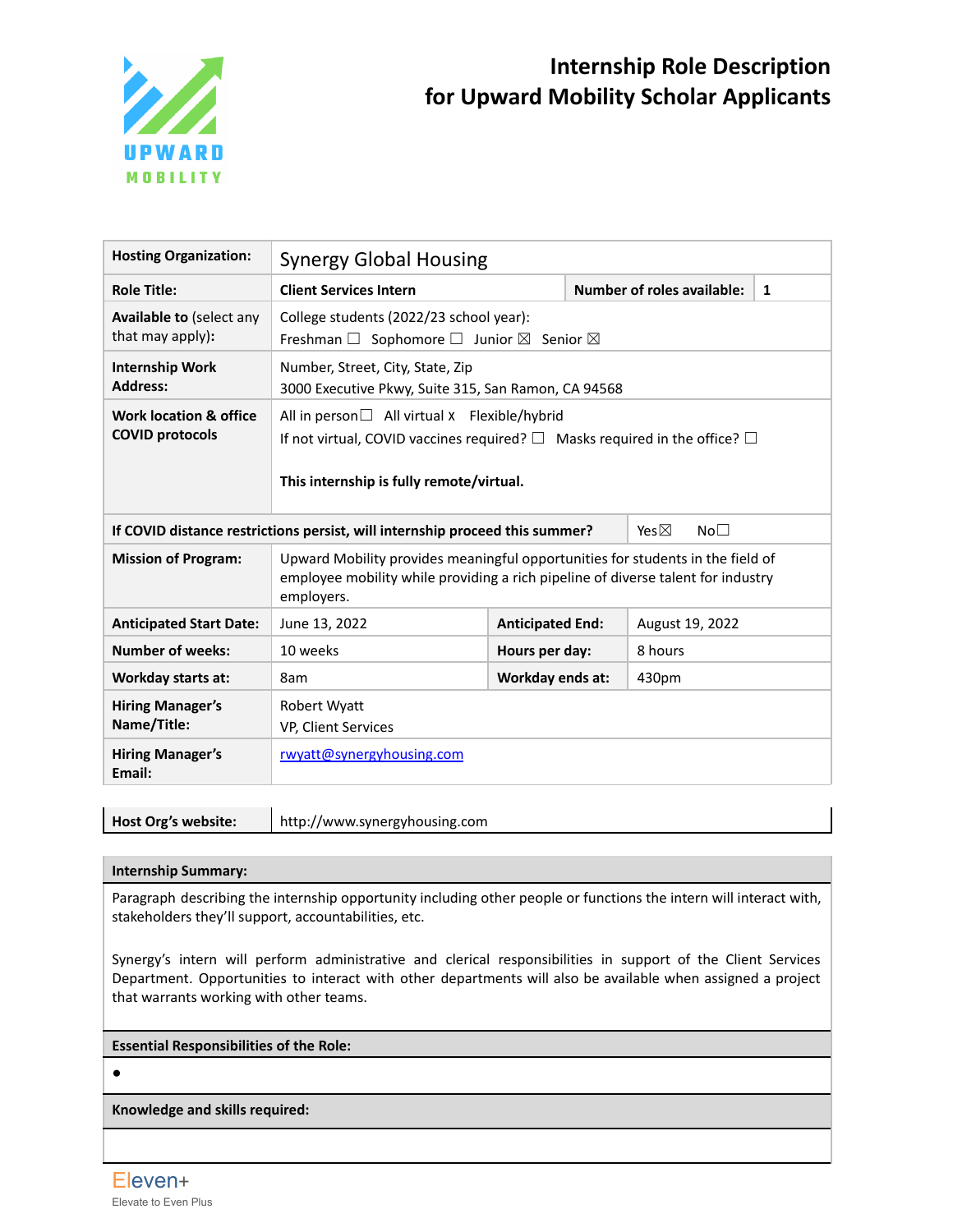UPWARD MOBILITY

# Internship Role Description for Upward Mobility Scholar Applicants

| | | | |
|---|---|---|---|
| **Hosting Organization:** | Synergy Global Housing | | |
| **Role Title:** | **Client Services Intern** | **Number of roles available:** | **1** |
| **Available to** (select any that may apply): | College students (2022/23 school year):<br>Freshman ☐ Sophomore ☐ Junior ☒ Senior ☒ | | |
| **Internship Work Address:** | Number, Street, City, State, Zip<br>3000 Executive Pkwy, Suite 315, San Ramon, CA 94568 | | |
| **Work location & office COVID protocols** | All in person☐ All virtual x Flexible/hybrid<br>If not virtual, COVID vaccines required? ☐ Masks required in the office? ☐<br><br>**This internship is fully remote/virtual.** | | |
| **If COVID distance restrictions persist, will internship proceed this summer?** | | | Yes☒ No☐ |
| **Mission of Program:** | Upward Mobility provides meaningful opportunities for students in the field of employee mobility while providing a rich pipeline of diverse talent for industry employers. | | |
| **Anticipated Start Date:** | June 13, 2022 | **Anticipated End:** | August 19, 2022 |
| **Number of weeks:** | 10 weeks | **Hours per day:** | 8 hours |
| **Workday starts at:** | 8am | **Workday ends at:** | 430pm |
| **Hiring Manager's Name/Title:** | Robert Wyatt<br>VP, Client Services | | |
| **Hiring Manager's Email:** | rwyatt@synergyhousing.com | | |

| | |
|---|---|
| **Host Org's website:** | http://www.synergyhousing.com |

**Internship Summary:**

Paragraph describing the internship opportunity including other people or functions the intern will interact with, stakeholders they'll support, accountabilities, etc.

Synergy's intern will perform administrative and clerical responsibilities in support of the Client Services Department. Opportunities to interact with other departments will also be available when assigned a project that warrants working with other teams.

**Essential Responsibilities of the Role:**

- 

**Knowledge and skills required:**

Eleven+
Elevate to Even Plus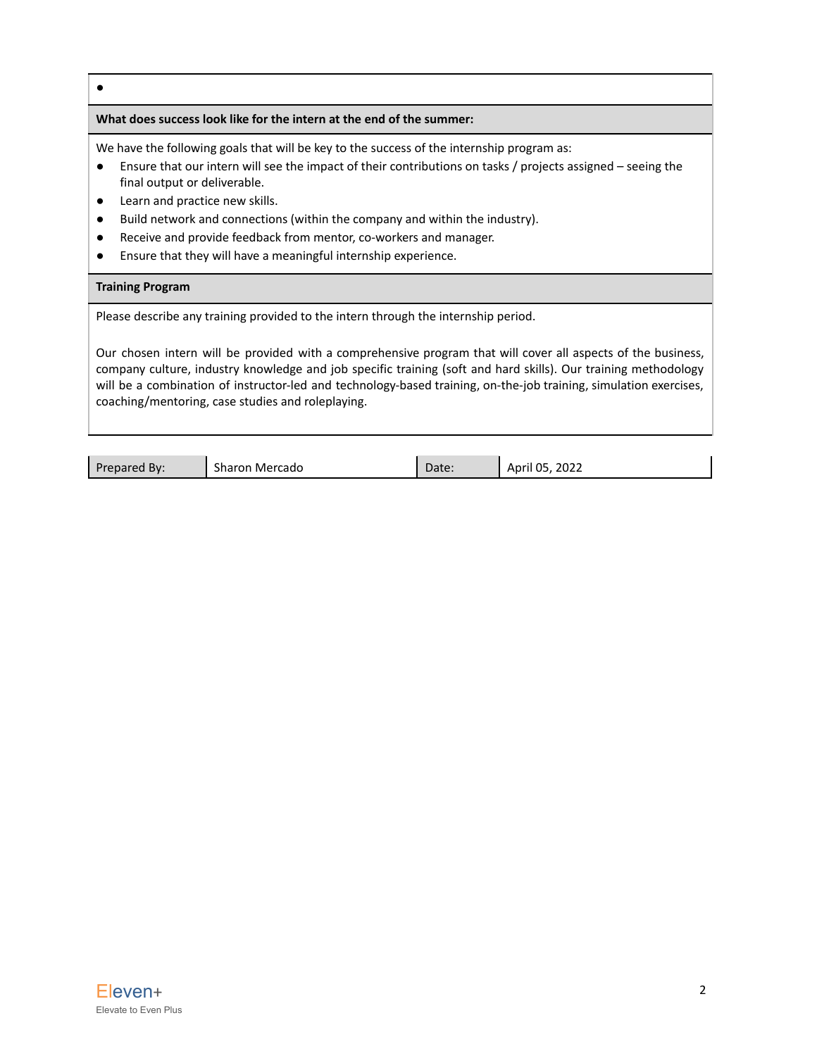- 

**What does success look like for the intern at the end of the summer:**

We have the following goals that will be key to the success of the internship program as:

- Ensure that our intern will see the impact of their contributions on tasks / projects assigned – seeing the final output or deliverable.
- Learn and practice new skills.
- Build network and connections (within the company and within the industry).
- Receive and provide feedback from mentor, co-workers and manager.
- Ensure that they will have a meaningful internship experience.

**Training Program**

Please describe any training provided to the intern through the internship period.

Our chosen intern will be provided with a comprehensive program that will cover all aspects of the business, company culture, industry knowledge and job specific training (soft and hard skills). Our training methodology will be a combination of instructor-led and technology-based training, on-the-job training, simulation exercises, coaching/mentoring, case studies and roleplaying.

| | | | |
|---|---|---|---|
| Prepared By: | Sharon Mercado | Date: | April 05, 2022 |

Eleven+
Elevate to Even Plus